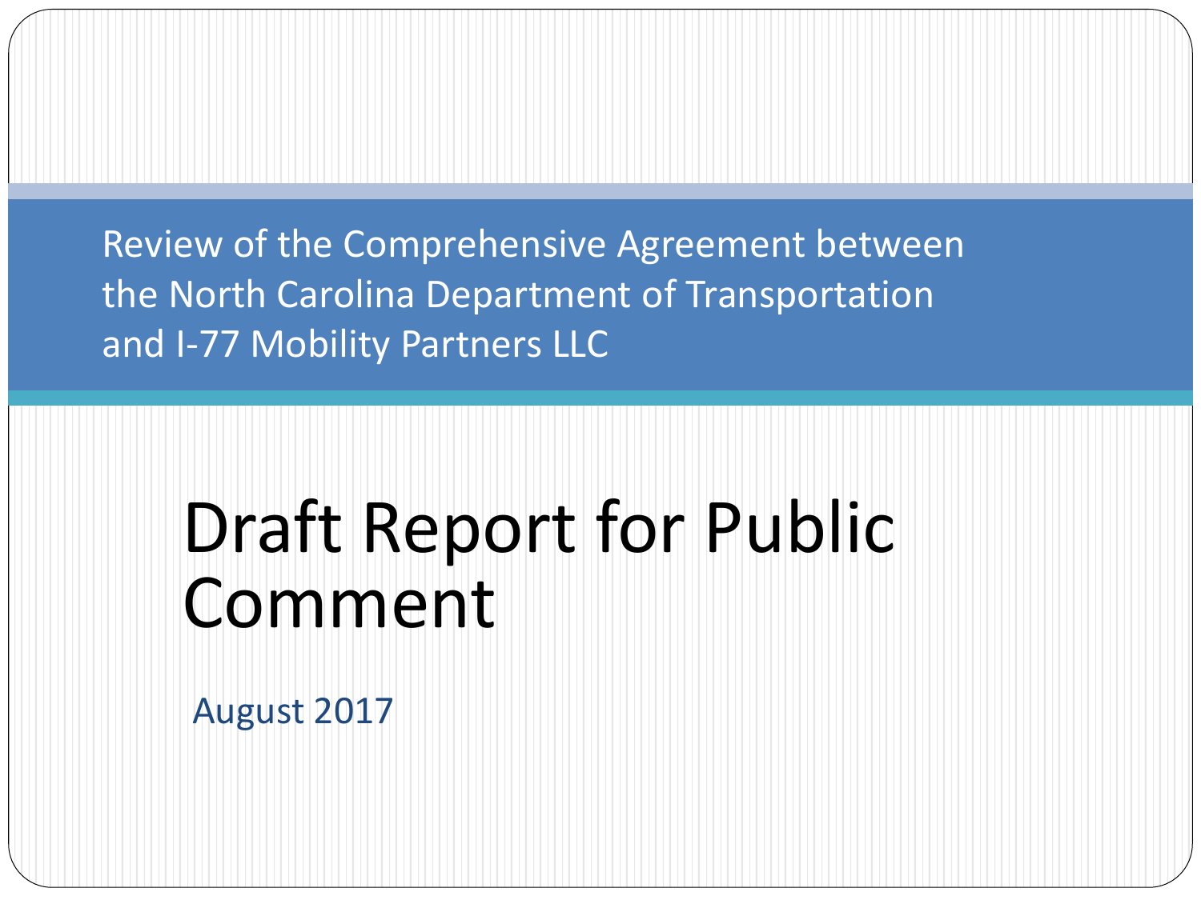Review of the Comprehensive Agreement between the North Carolina Department of Transportation and I-77 Mobility Partners LLC

# Draft Report for Public Comment

August 2017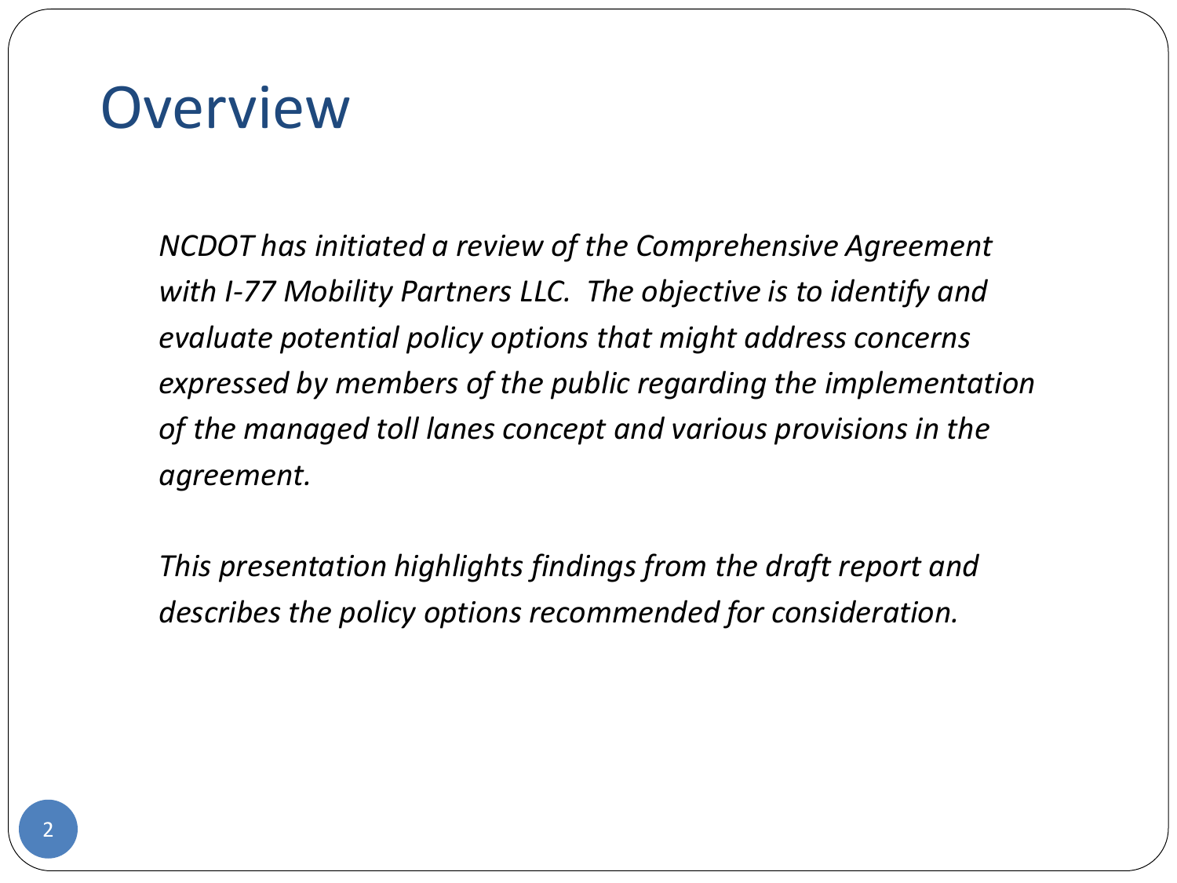# Overview

*NCDOT has initiated a review of the Comprehensive Agreement with I-77 Mobility Partners LLC. The objective is to identify and evaluate potential policy options that might address concerns expressed by members of the public regarding the implementation of the managed toll lanes concept and various provisions in the agreement.*

*This presentation highlights findings from the draft report and describes the policy options recommended for consideration.*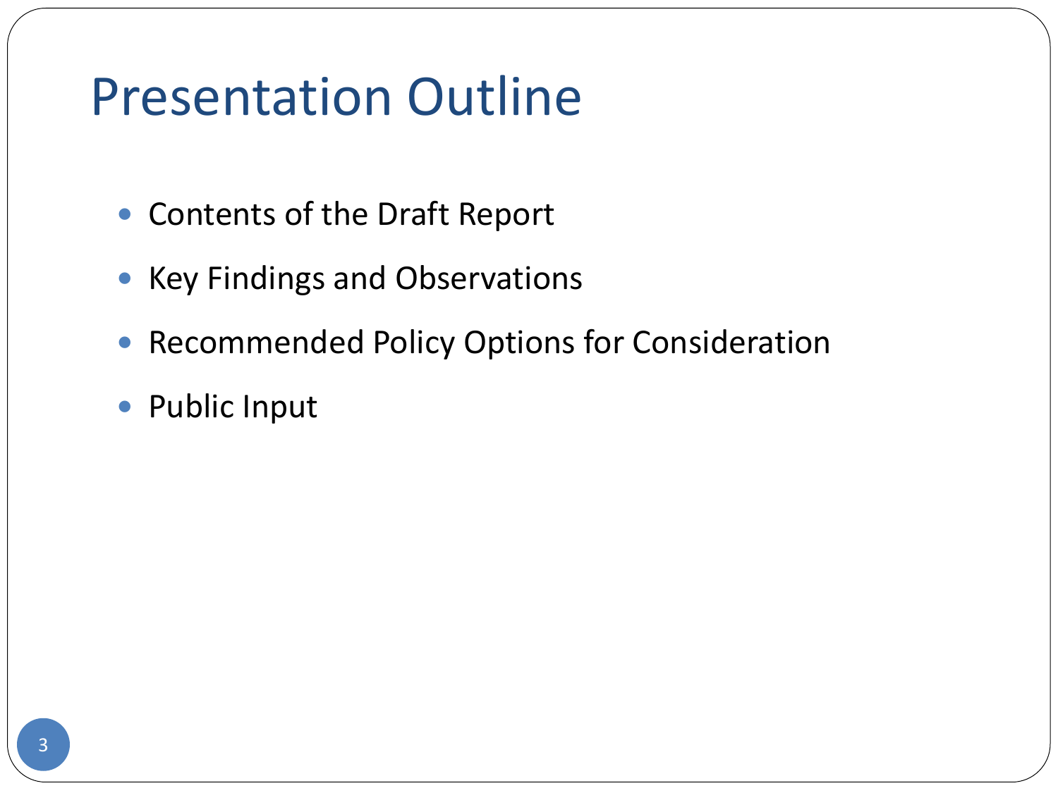# Presentation Outline

- Contents of the Draft Report
- Key Findings and Observations
- Recommended Policy Options for Consideration
- Public Input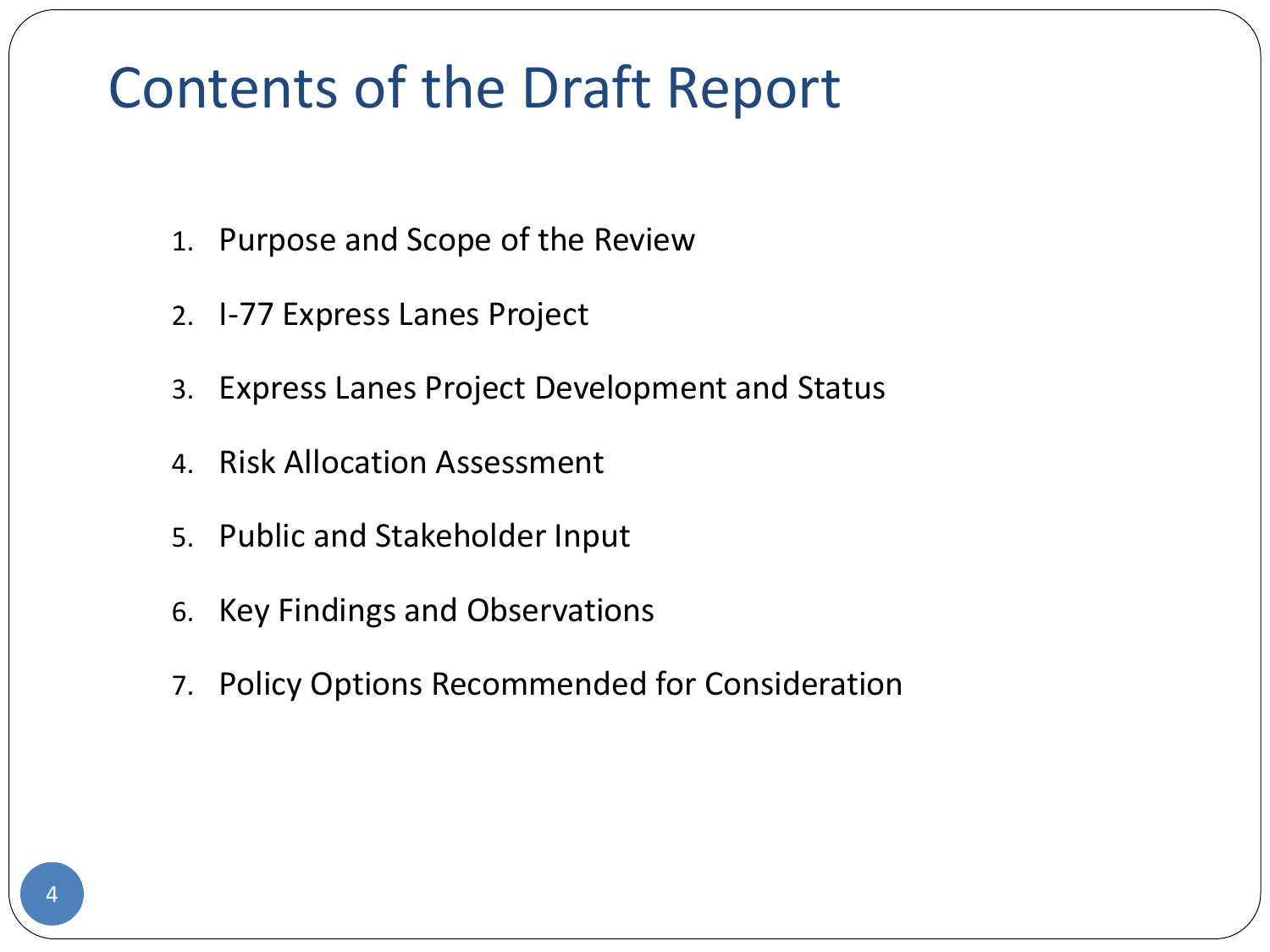# Contents of the Draft Report

1. Purpose and Scope of the Review
2. I-77 Express Lanes Project
3. Express Lanes Project Development and Status
4. Risk Allocation Assessment
5. Public and Stakeholder Input
6. Key Findings and Observations
7. Policy Options Recommended for Consideration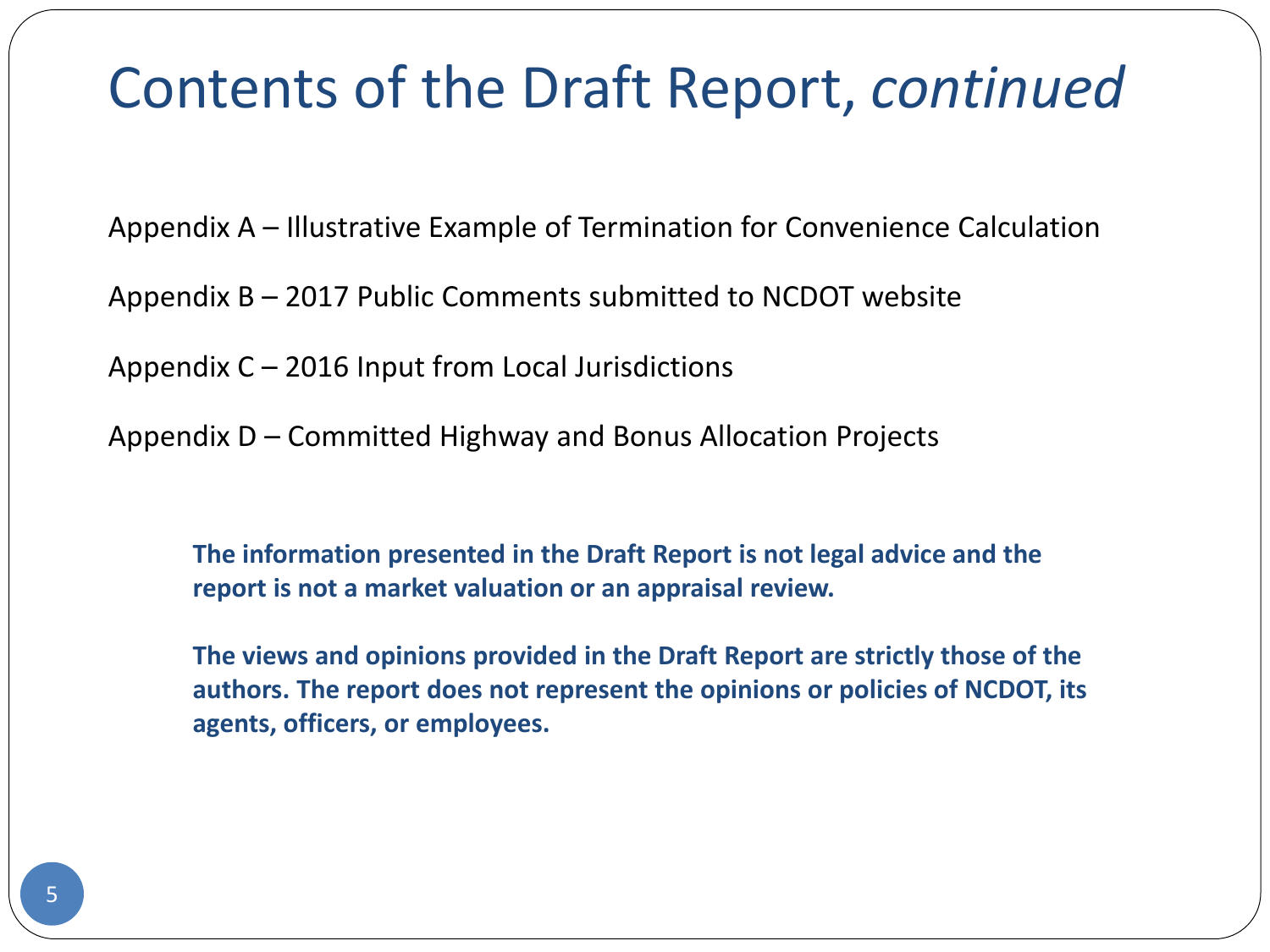# Contents of the Draft Report, *continued*

Appendix A – Illustrative Example of Termination for Convenience Calculation

Appendix B – 2017 Public Comments submitted to NCDOT website

Appendix C – 2016 Input from Local Jurisdictions

Appendix D – Committed Highway and Bonus Allocation Projects

**The information presented in the Draft Report is not legal advice and the report is not a market valuation or an appraisal review.**

**The views and opinions provided in the Draft Report are strictly those of the authors. The report does not represent the opinions or policies of NCDOT, its agents, officers, or employees.**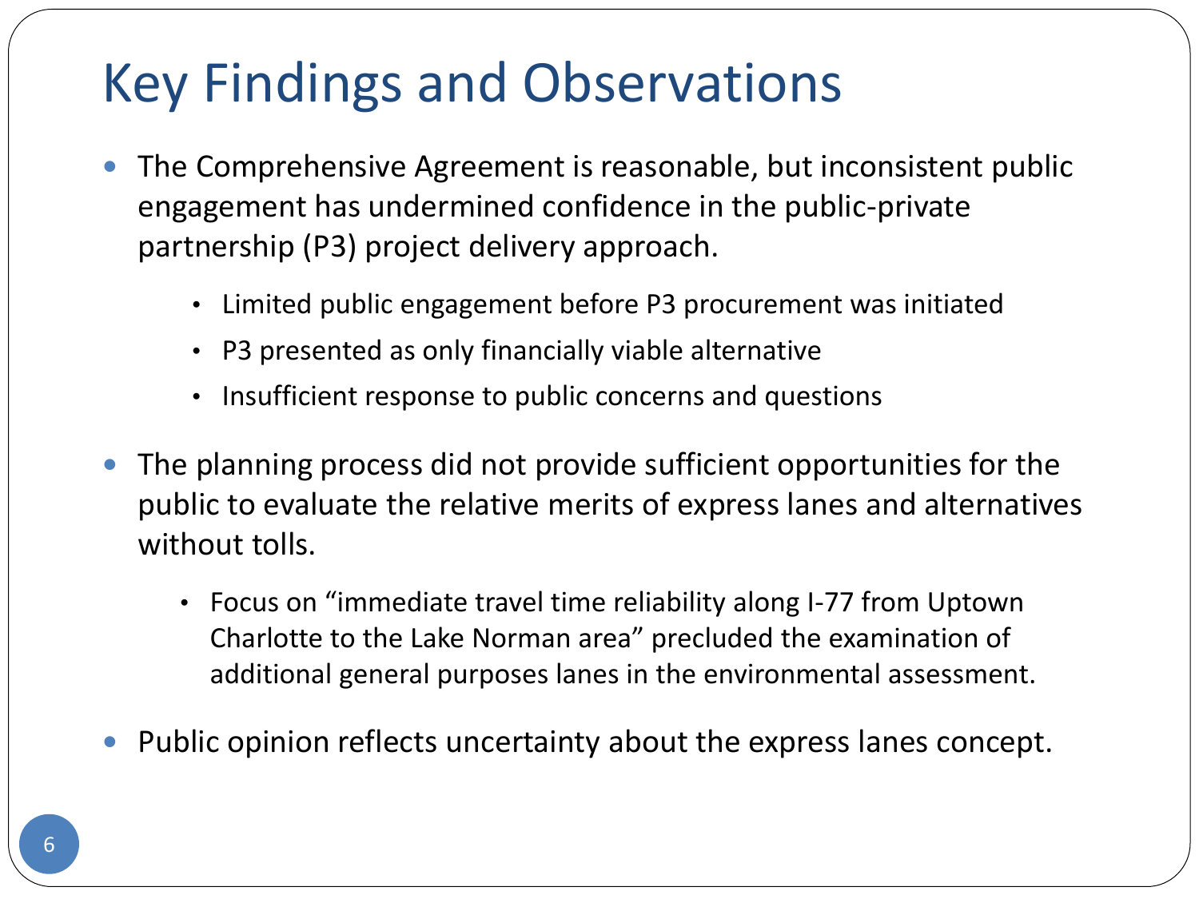# Key Findings and Observations

- The Comprehensive Agreement is reasonable, but inconsistent public engagement has undermined confidence in the public-private partnership (P3) project delivery approach.
  - Limited public engagement before P3 procurement was initiated
  - P3 presented as only financially viable alternative
  - Insufficient response to public concerns and questions
- The planning process did not provide sufficient opportunities for the public to evaluate the relative merits of express lanes and alternatives without tolls.
  - Focus on "immediate travel time reliability along I-77 from Uptown Charlotte to the Lake Norman area" precluded the examination of additional general purposes lanes in the environmental assessment.
- Public opinion reflects uncertainty about the express lanes concept.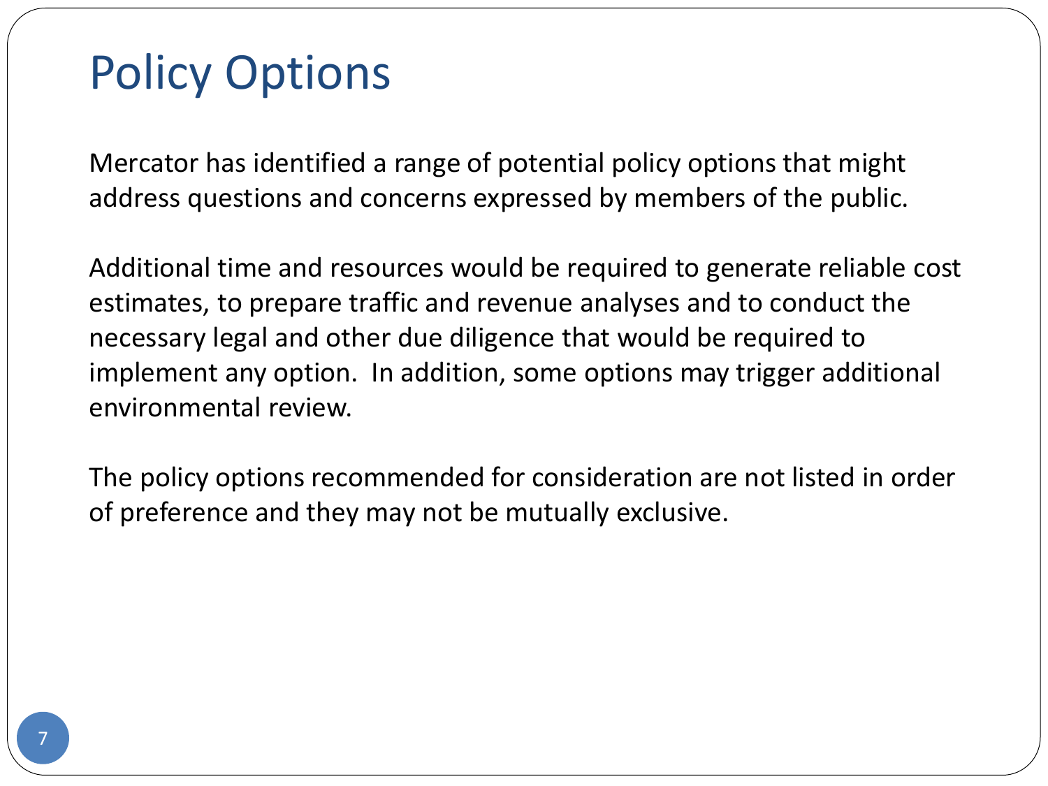# Policy Options

Mercator has identified a range of potential policy options that might address questions and concerns expressed by members of the public.

Additional time and resources would be required to generate reliable cost estimates, to prepare traffic and revenue analyses and to conduct the necessary legal and other due diligence that would be required to implement any option. In addition, some options may trigger additional environmental review.

The policy options recommended for consideration are not listed in order of preference and they may not be mutually exclusive.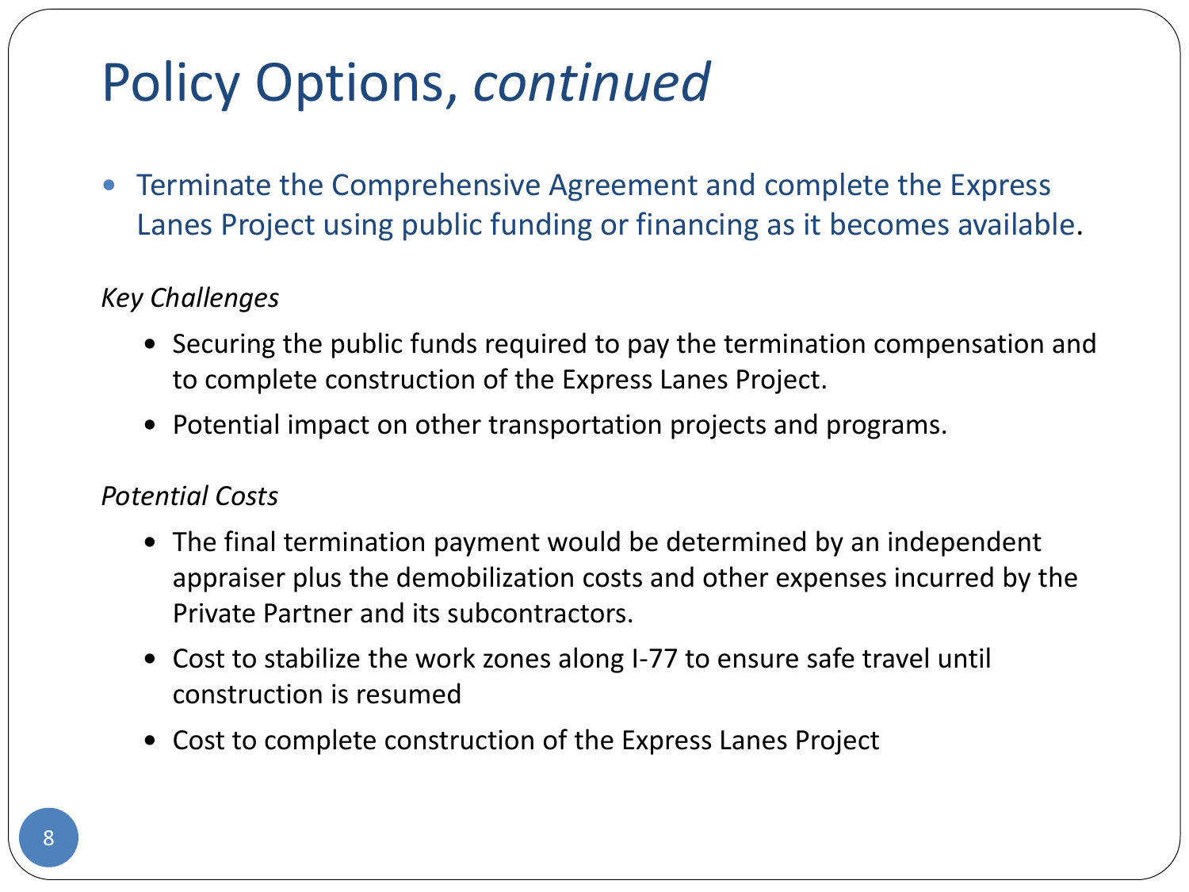# Policy Options, *continued*

- Terminate the Comprehensive Agreement and complete the Express Lanes Project using public funding or financing as it becomes available.

*Key Challenges*

- Securing the public funds required to pay the termination compensation and to complete construction of the Express Lanes Project.
- Potential impact on other transportation projects and programs.

*Potential Costs*

- The final termination payment would be determined by an independent appraiser plus the demobilization costs and other expenses incurred by the Private Partner and its subcontractors.
- Cost to stabilize the work zones along I-77 to ensure safe travel until construction is resumed
- Cost to complete construction of the Express Lanes Project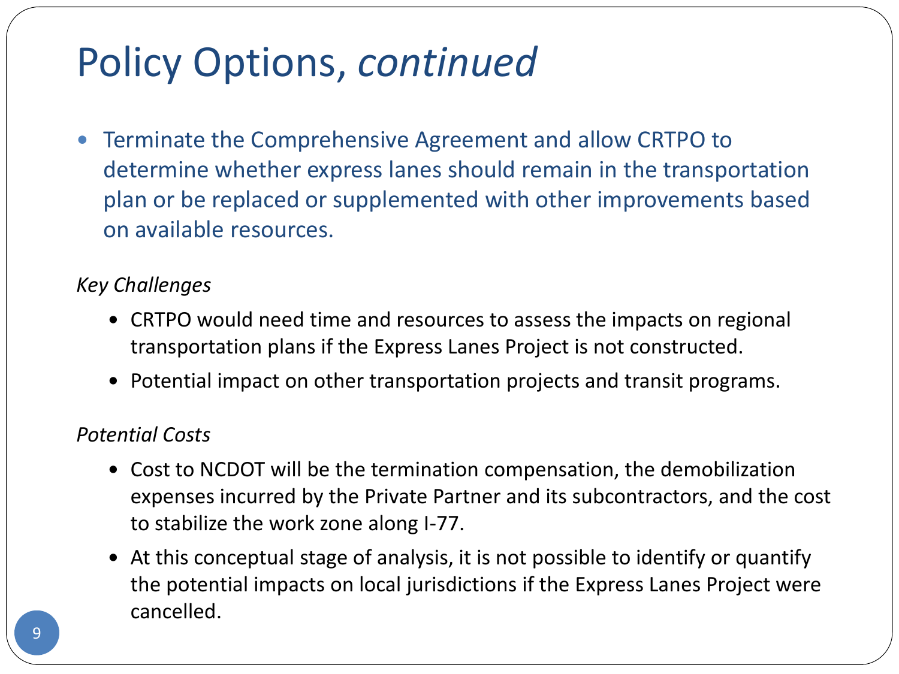# Policy Options, *continued*

- Terminate the Comprehensive Agreement and allow CRTPO to determine whether express lanes should remain in the transportation plan or be replaced or supplemented with other improvements based on available resources.

*Key Challenges*

- CRTPO would need time and resources to assess the impacts on regional transportation plans if the Express Lanes Project is not constructed.
- Potential impact on other transportation projects and transit programs.

*Potential Costs*

- Cost to NCDOT will be the termination compensation, the demobilization expenses incurred by the Private Partner and its subcontractors, and the cost to stabilize the work zone along I-77.
- At this conceptual stage of analysis, it is not possible to identify or quantify the potential impacts on local jurisdictions if the Express Lanes Project were cancelled.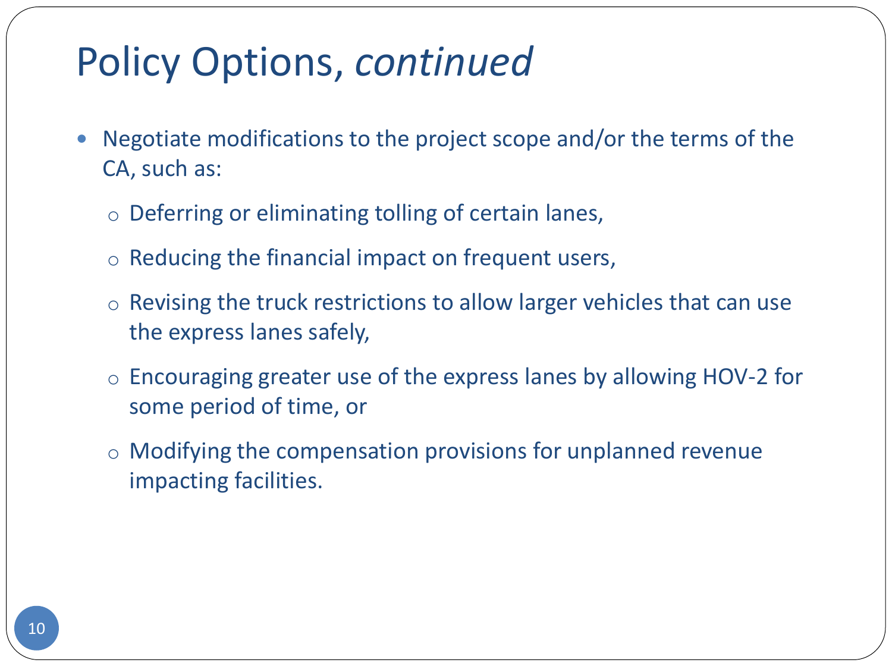# Policy Options, *continued*

- Negotiate modifications to the project scope and/or the terms of the CA, such as:
  - Deferring or eliminating tolling of certain lanes,
  - Reducing the financial impact on frequent users,
  - Revising the truck restrictions to allow larger vehicles that can use the express lanes safely,
  - Encouraging greater use of the express lanes by allowing HOV-2 for some period of time, or
  - Modifying the compensation provisions for unplanned revenue impacting facilities.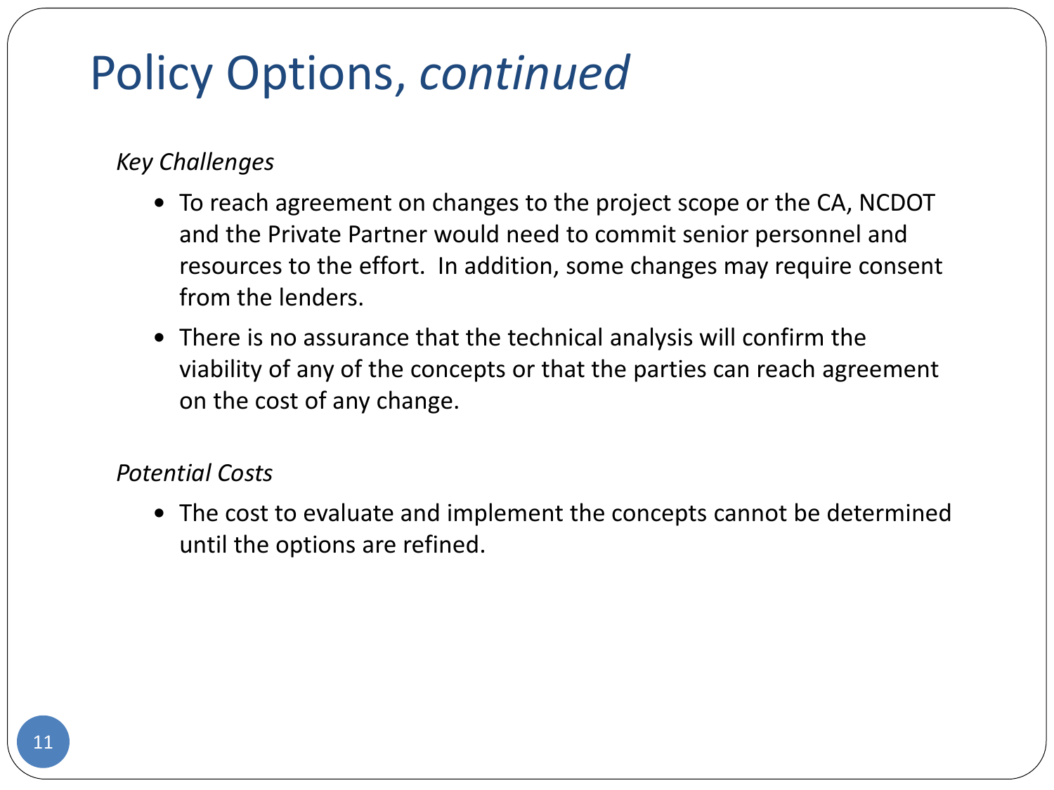# Policy Options, *continued*

*Key Challenges*

- To reach agreement on changes to the project scope or the CA, NCDOT and the Private Partner would need to commit senior personnel and resources to the effort.  In addition, some changes may require consent from the lenders.
- There is no assurance that the technical analysis will confirm the viability of any of the concepts or that the parties can reach agreement on the cost of any change.

*Potential Costs*

- The cost to evaluate and implement the concepts cannot be determined until the options are refined.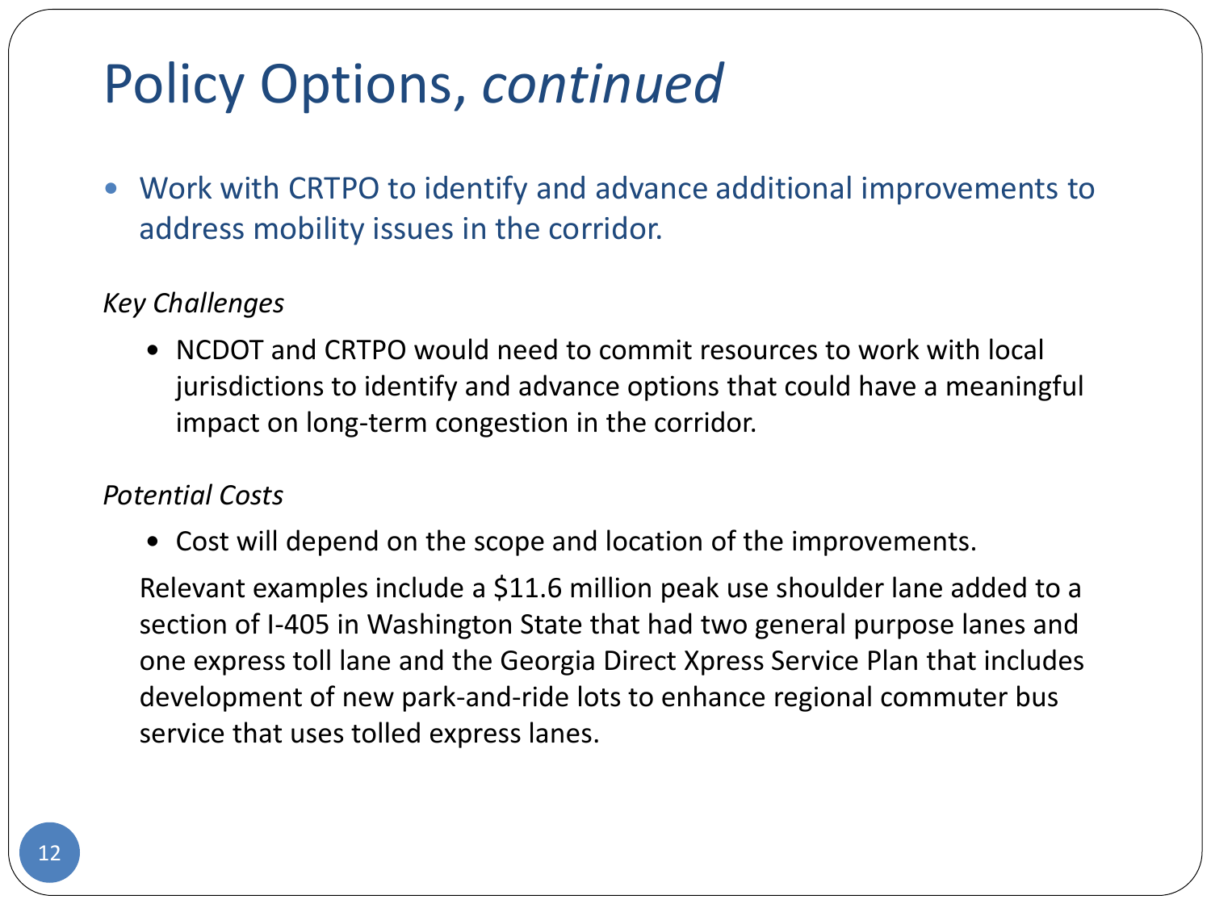# Policy Options, *continued*

- Work with CRTPO to identify and advance additional improvements to address mobility issues in the corridor.

*Key Challenges*

- NCDOT and CRTPO would need to commit resources to work with local jurisdictions to identify and advance options that could have a meaningful impact on long-term congestion in the corridor.

*Potential Costs*

- Cost will depend on the scope and location of the improvements.

  Relevant examples include a $11.6 million peak use shoulder lane added to a section of I-405 in Washington State that had two general purpose lanes and one express toll lane and the Georgia Direct Xpress Service Plan that includes development of new park-and-ride lots to enhance regional commuter bus service that uses tolled express lanes.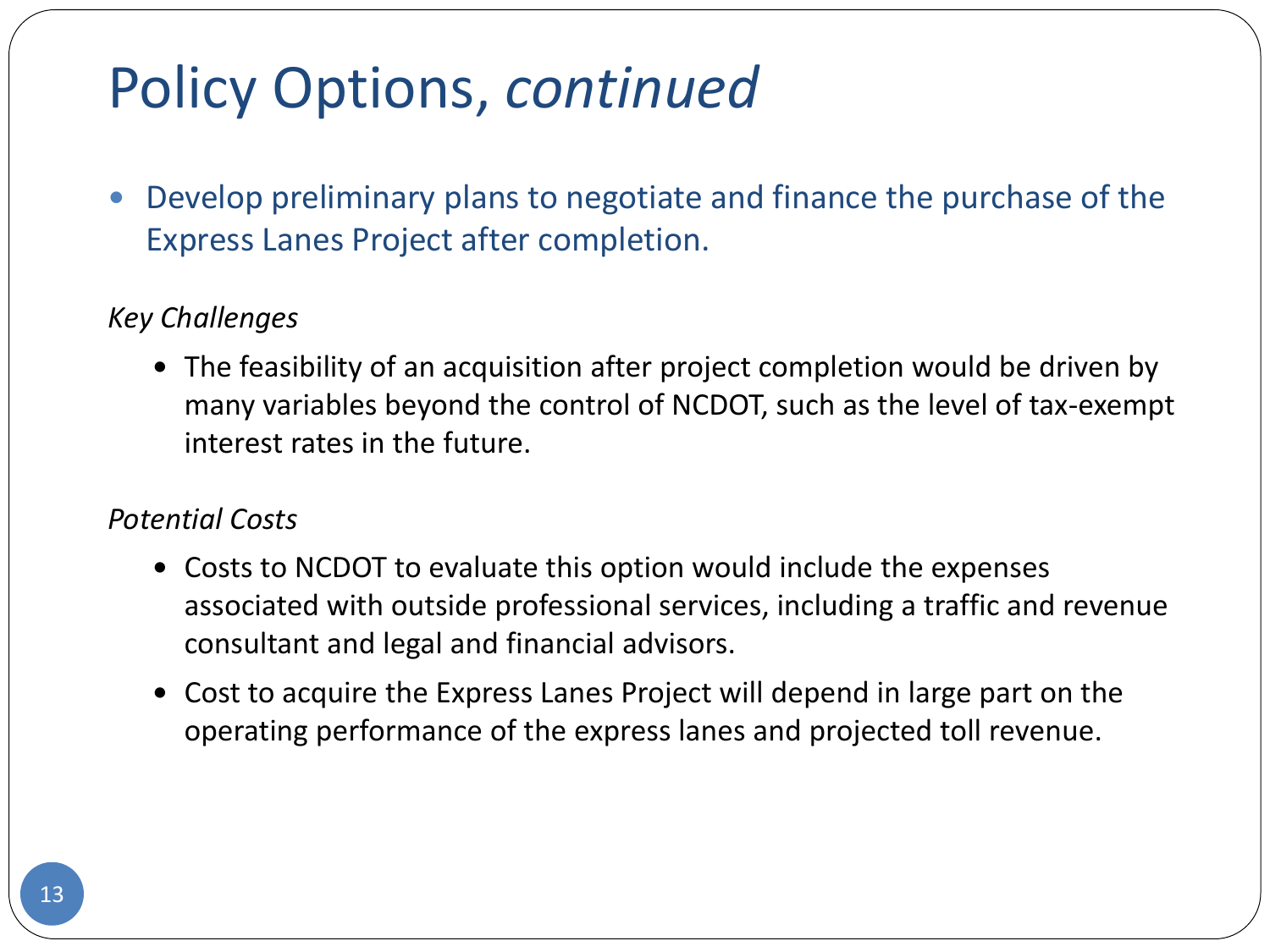# Policy Options, *continued*

- Develop preliminary plans to negotiate and finance the purchase of the Express Lanes Project after completion.

*Key Challenges*

- The feasibility of an acquisition after project completion would be driven by many variables beyond the control of NCDOT, such as the level of tax-exempt interest rates in the future.

*Potential Costs*

- Costs to NCDOT to evaluate this option would include the expenses associated with outside professional services, including a traffic and revenue consultant and legal and financial advisors.
- Cost to acquire the Express Lanes Project will depend in large part on the operating performance of the express lanes and projected toll revenue.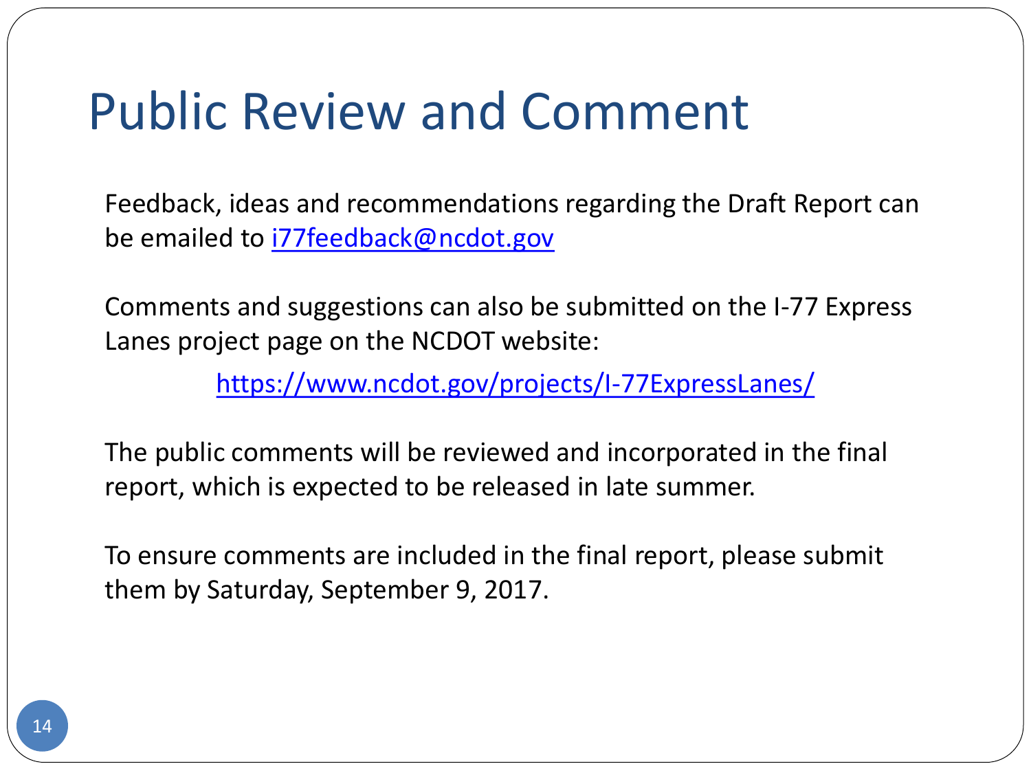# Public Review and Comment

Feedback, ideas and recommendations regarding the Draft Report can be emailed to i77feedback@ncdot.gov

Comments and suggestions can also be submitted on the I-77 Express Lanes project page on the NCDOT website:

https://www.ncdot.gov/projects/I-77ExpressLanes/

The public comments will be reviewed and incorporated in the final report, which is expected to be released in late summer.

To ensure comments are included in the final report, please submit them by Saturday, September 9, 2017.